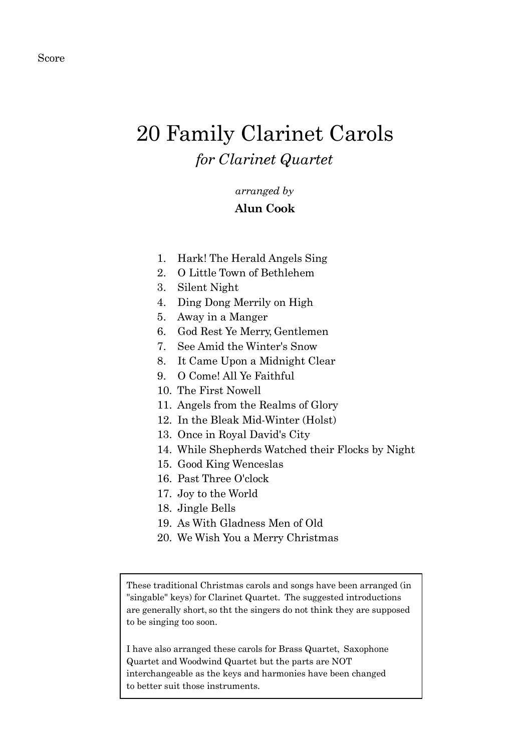Score

# 20 Family Clarinet Carols

*for Clarinet Quartet*

*arranged by*

**Alun Cook**

1. Hark! The Herald Angels Sing
2. O Little Town of Bethlehem
3. Silent Night
4. Ding Dong Merrily on High
5. Away in a Manger
6. God Rest Ye Merry, Gentlemen
7. See Amid the Winter's Snow
8. It Came Upon a Midnight Clear
9. O Come! All Ye Faithful
10. The First Nowell
11. Angels from the Realms of Glory
12. In the Bleak Mid-Winter (Holst)
13. Once in Royal David's City
14. While Shepherds Watched their Flocks by Night
15. Good King Wenceslas
16. Past Three O'clock
17. Joy to the World
18. Jingle Bells
19. As With Gladness Men of Old
20. We Wish You a Merry Christmas

These traditional Christmas carols and songs have been arranged (in "singable" keys) for Clarinet Quartet. The suggested introductions are generally short, so tht the singers do not think they are supposed to be singing too soon.

I have also arranged these carols for Brass Quartet, Saxophone Quartet and Woodwind Quartet but the parts are NOT interchangeable as the keys and harmonies have been changed to better suit those instruments.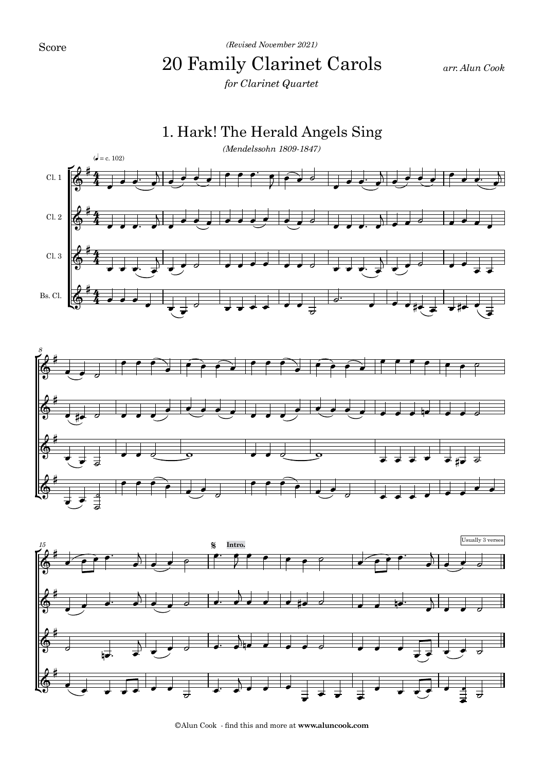Score

*(Revised November 2021)*

# 20 Family Clarinet Carols

*arr. Alun Cook*

*for Clarinet Quartet*

## 1. Hark! The Herald Angels Sing

*(Mendelssohn 1809-1847)*

(♩ = c. 102)

Cl. 1

Cl. 2

Cl. 3

Bs. Cl.

8

15

**Intro.**

Usually 3 verses

©Alun Cook - find this and more at **www.aluncook.com**